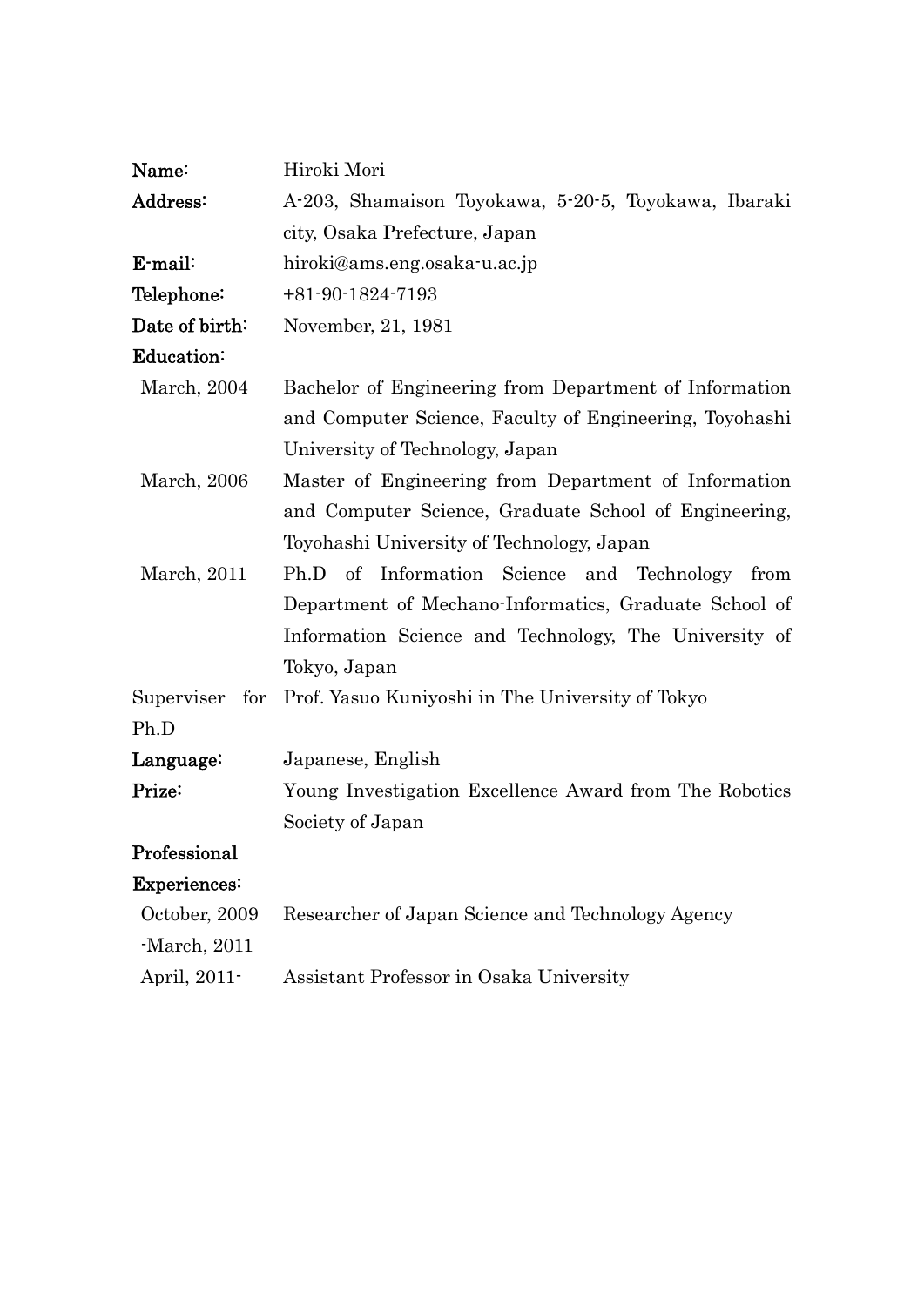**Name:** Hiroki Mori

**Address:** A-203, Shamaison Toyokawa, 5-20-5, Toyokawa, Ibaraki city, Osaka Prefecture, Japan

**E-mail:** hiroki@ams.eng.osaka-u.ac.jp

**Telephone:** +81-90-1824-7193

**Date of birth:** November, 21, 1981

**Education:**

- March, 2004 — Bachelor of Engineering from Department of Information and Computer Science, Faculty of Engineering, Toyohashi University of Technology, Japan
- March, 2006 — Master of Engineering from Department of Information and Computer Science, Graduate School of Engineering, Toyohashi University of Technology, Japan
- March, 2011 — Ph.D of Information Science and Technology from Department of Mechano-Informatics, Graduate School of Information Science and Technology, The University of Tokyo, Japan

Superviser for Ph.D: Prof. Yasuo Kuniyoshi in The University of Tokyo

**Language:** Japanese, English

**Prize:** Young Investigation Excellence Award from The Robotics Society of Japan

**Professional Experiences:**

- October, 2009 -March, 2011 — Researcher of Japan Science and Technology Agency
- April, 2011- — Assistant Professor in Osaka University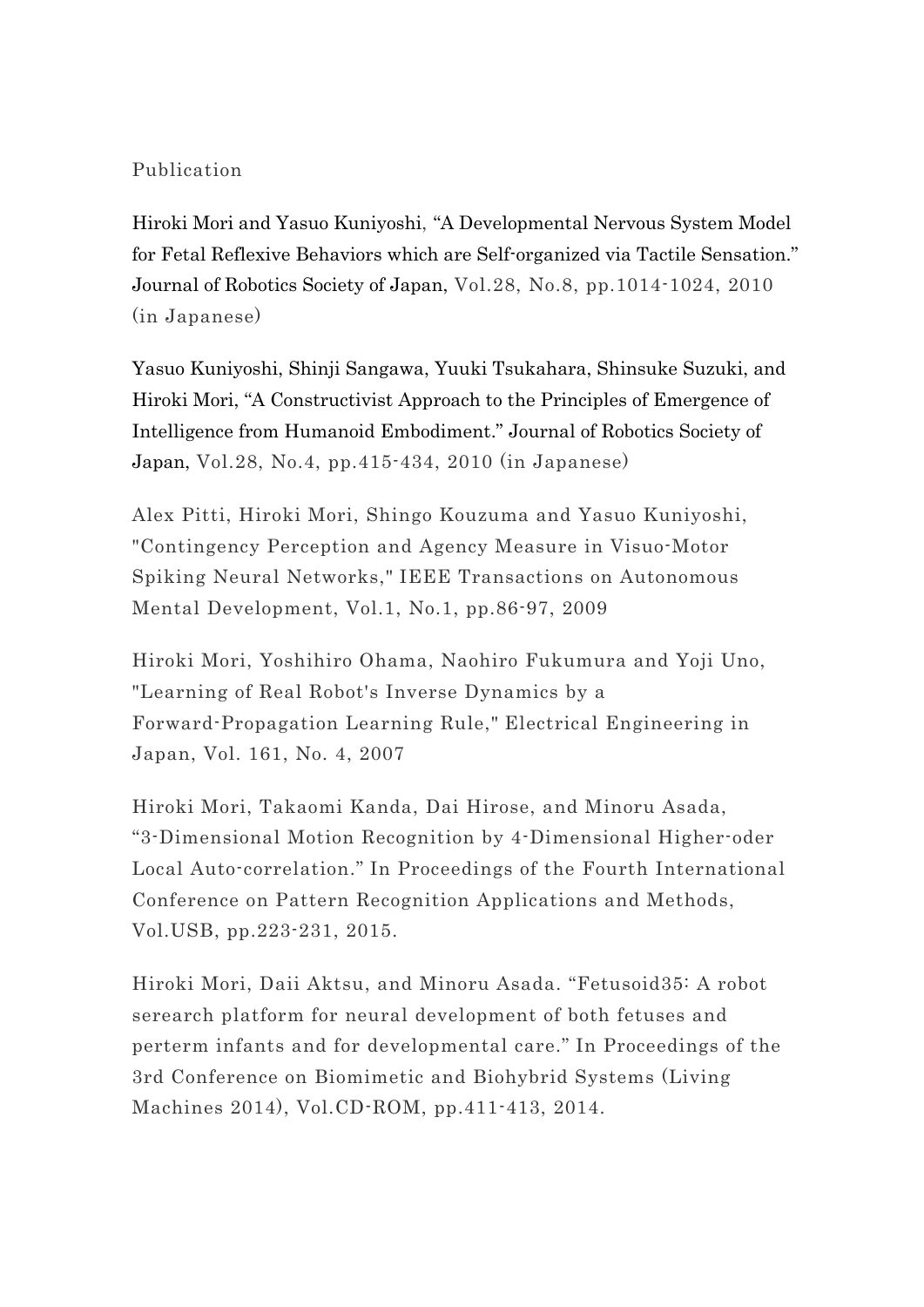Publication

Hiroki Mori and Yasuo Kuniyoshi, "A Developmental Nervous System Model for Fetal Reflexive Behaviors which are Self-organized via Tactile Sensation." Journal of Robotics Society of Japan, Vol.28, No.8, pp.1014-1024, 2010 (in Japanese)

Yasuo Kuniyoshi, Shinji Sangawa, Yuuki Tsukahara, Shinsuke Suzuki, and Hiroki Mori, "A Constructivist Approach to the Principles of Emergence of Intelligence from Humanoid Embodiment." Journal of Robotics Society of Japan, Vol.28, No.4, pp.415-434, 2010 (in Japanese)

Alex Pitti, Hiroki Mori, Shingo Kouzuma and Yasuo Kuniyoshi, "Contingency Perception and Agency Measure in Visuo-Motor Spiking Neural Networks," IEEE Transactions on Autonomous Mental Development, Vol.1, No.1, pp.86-97, 2009

Hiroki Mori, Yoshihiro Ohama, Naohiro Fukumura and Yoji Uno, "Learning of Real Robot's Inverse Dynamics by a Forward-Propagation Learning Rule," Electrical Engineering in Japan, Vol. 161, No. 4, 2007

Hiroki Mori, Takaomi Kanda, Dai Hirose, and Minoru Asada, "3-Dimensional Motion Recognition by 4-Dimensional Higher-oder Local Auto-correlation." In Proceedings of the Fourth International Conference on Pattern Recognition Applications and Methods, Vol.USB, pp.223-231, 2015.

Hiroki Mori, Daii Aktsu, and Minoru Asada. "Fetusoid35: A robot serearch platform for neural development of both fetuses and perterm infants and for developmental care." In Proceedings of the 3rd Conference on Biomimetic and Biohybrid Systems (Living Machines 2014), Vol.CD-ROM, pp.411-413, 2014.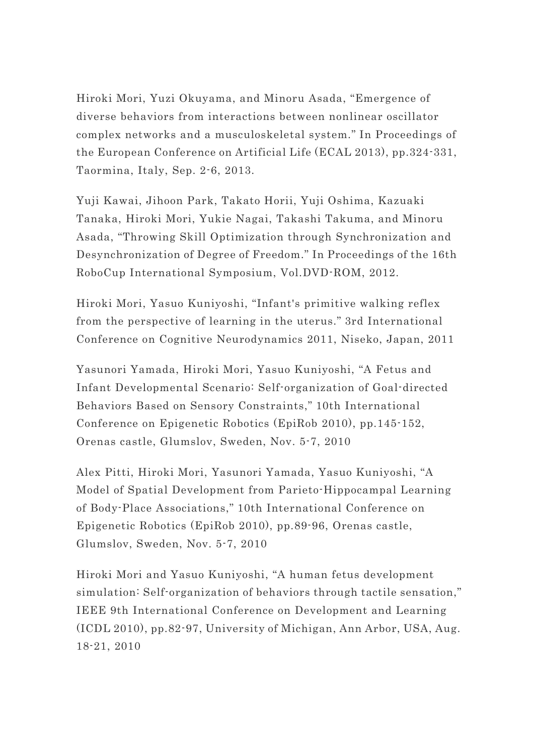Hiroki Mori, Yuzi Okuyama, and Minoru Asada, “Emergence of diverse behaviors from interactions between nonlinear oscillator complex networks and a musculoskeletal system.” In Proceedings of the European Conference on Artificial Life (ECAL 2013), pp.324-331, Taormina, Italy, Sep. 2-6, 2013.

Yuji Kawai, Jihoon Park, Takato Horii, Yuji Oshima, Kazuaki Tanaka, Hiroki Mori, Yukie Nagai, Takashi Takuma, and Minoru Asada, “Throwing Skill Optimization through Synchronization and Desynchronization of Degree of Freedom.” In Proceedings of the 16th RoboCup International Symposium, Vol.DVD-ROM, 2012.

Hiroki Mori, Yasuo Kuniyoshi, “Infant's primitive walking reflex from the perspective of learning in the uterus.” 3rd International Conference on Cognitive Neurodynamics 2011, Niseko, Japan, 2011

Yasunori Yamada, Hiroki Mori, Yasuo Kuniyoshi, “A Fetus and Infant Developmental Scenario: Self-organization of Goal-directed Behaviors Based on Sensory Constraints,” 10th International Conference on Epigenetic Robotics (EpiRob 2010), pp.145-152, Orenas castle, Glumslov, Sweden, Nov. 5-7, 2010

Alex Pitti, Hiroki Mori, Yasunori Yamada, Yasuo Kuniyoshi, “A Model of Spatial Development from Parieto-Hippocampal Learning of Body-Place Associations,” 10th International Conference on Epigenetic Robotics (EpiRob 2010), pp.89-96, Orenas castle, Glumslov, Sweden, Nov. 5-7, 2010

Hiroki Mori and Yasuo Kuniyoshi, “A human fetus development simulation: Self-organization of behaviors through tactile sensation,” IEEE 9th International Conference on Development and Learning (ICDL 2010), pp.82-97, University of Michigan, Ann Arbor, USA, Aug. 18-21, 2010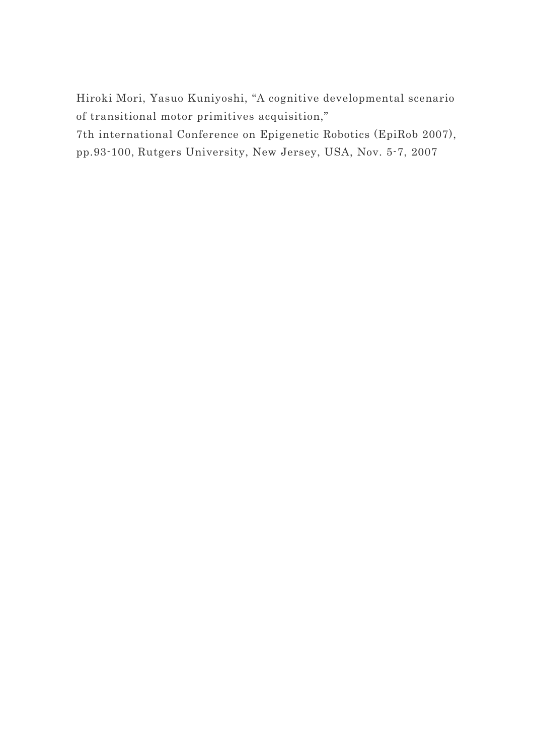Hiroki Mori, Yasuo Kuniyoshi, "A cognitive developmental scenario of transitional motor primitives acquisition,"
7th international Conference on Epigenetic Robotics (EpiRob 2007), pp.93-100, Rutgers University, New Jersey, USA, Nov. 5-7, 2007